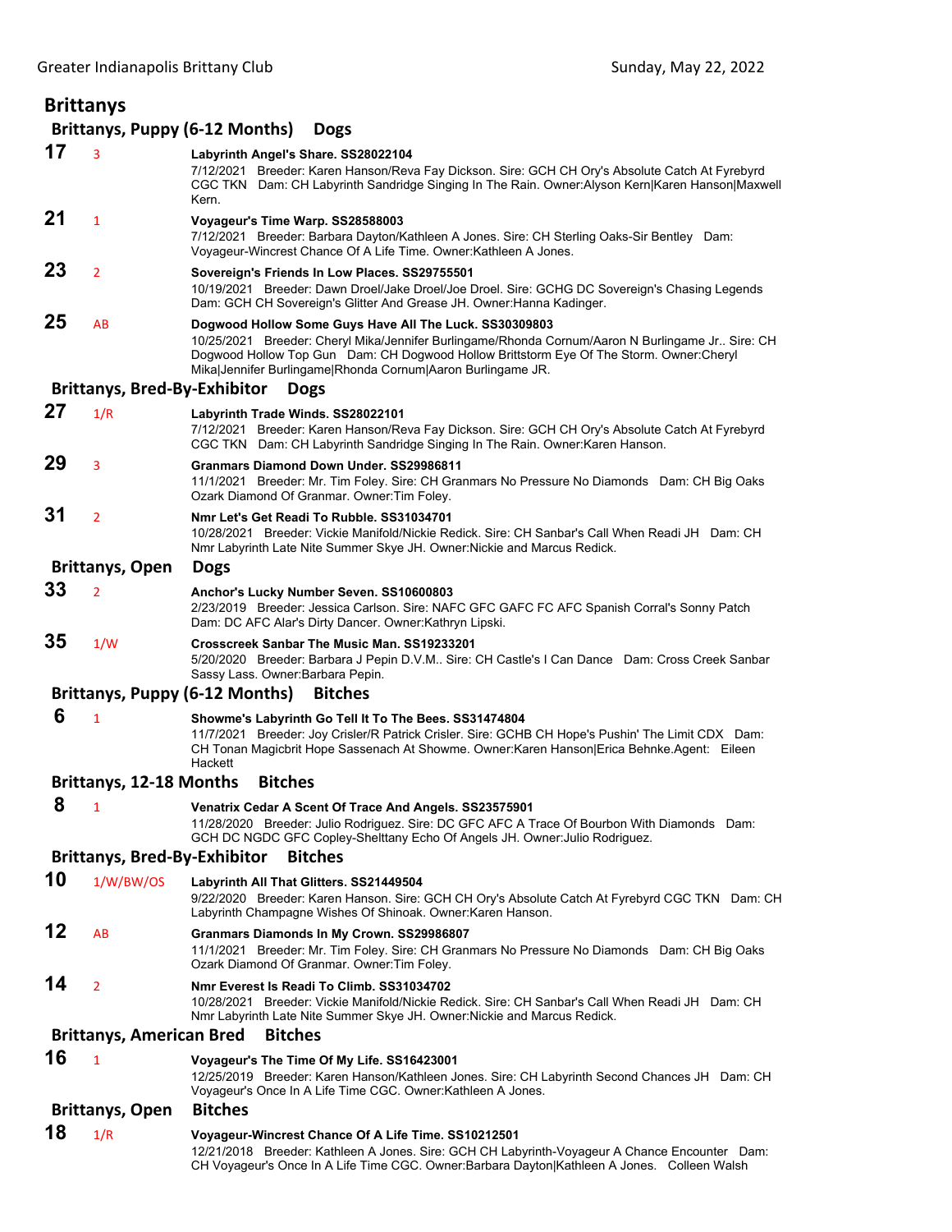# Brittanys

## Brittanys, Puppy (6-12 Months) Dogs

**17** 3 **Labyrinth Angel's Share. SS28022104**
7/12/2021 Breeder: Karen Hanson/Reva Fay Dickson. Sire: GCH CH Ory's Absolute Catch At Fyrebyrd CGC TKN Dam: CH Labyrinth Sandridge Singing In The Rain. Owner:Alyson Kern|Karen Hanson|Maxwell Kern.

**21** 1 **Voyageur's Time Warp. SS28588003**
7/12/2021 Breeder: Barbara Dayton/Kathleen A Jones. Sire: CH Sterling Oaks-Sir Bentley Dam: Voyageur-Wincrest Chance Of A Life Time. Owner:Kathleen A Jones.

**23** 2 **Sovereign's Friends In Low Places. SS29755501**
10/19/2021 Breeder: Dawn Droel/Jake Droel/Joe Droel. Sire: GCHG DC Sovereign's Chasing Legends Dam: GCH CH Sovereign's Glitter And Grease JH. Owner:Hanna Kadinger.

**25** AB **Dogwood Hollow Some Guys Have All The Luck. SS30309803**
10/25/2021 Breeder: Cheryl Mika/Jennifer Burlingame/Rhonda Cornum/Aaron N Burlingame Jr.. Sire: CH Dogwood Hollow Top Gun Dam: CH Dogwood Hollow Brittstorm Eye Of The Storm. Owner:Cheryl Mika|Jennifer Burlingame|Rhonda Cornum|Aaron Burlingame JR.

## Brittanys, Bred-By-Exhibitor Dogs

**27** 1/R **Labyrinth Trade Winds. SS28022101**
7/12/2021 Breeder: Karen Hanson/Reva Fay Dickson. Sire: GCH CH Ory's Absolute Catch At Fyrebyrd CGC TKN Dam: CH Labyrinth Sandridge Singing In The Rain. Owner:Karen Hanson.

**29** 3 **Granmars Diamond Down Under. SS29986811**
11/1/2021 Breeder: Mr. Tim Foley. Sire: CH Granmars No Pressure No Diamonds Dam: CH Big Oaks Ozark Diamond Of Granmar. Owner:Tim Foley.

**31** 2 **Nmr Let's Get Readi To Rubble. SS31034701**
10/28/2021 Breeder: Vickie Manifold/Nickie Redick. Sire: CH Sanbar's Call When Readi JH Dam: CH Nmr Labyrinth Late Nite Summer Skye JH. Owner:Nickie and Marcus Redick.

## Brittanys, Open Dogs

**33** 2 **Anchor's Lucky Number Seven. SS10600803**
2/23/2019 Breeder: Jessica Carlson. Sire: NAFC GFC GAFC FC AFC Spanish Corral's Sonny Patch Dam: DC AFC Alar's Dirty Dancer. Owner:Kathryn Lipski.

**35** 1/W **Crosscreek Sanbar The Music Man. SS19233201**
5/20/2020 Breeder: Barbara J Pepin D.V.M.. Sire: CH Castle's I Can Dance Dam: Cross Creek Sanbar Sassy Lass. Owner:Barbara Pepin.

## Brittanys, Puppy (6-12 Months) Bitches

**6** 1 **Showme's Labyrinth Go Tell It To The Bees. SS31474804**
11/7/2021 Breeder: Joy Crisler/R Patrick Crisler. Sire: GCHB CH Hope's Pushin' The Limit CDX Dam: CH Tonan Magicbrit Hope Sassenach At Showme. Owner:Karen Hanson|Erica Behnke.Agent: Eileen Hackett

## Brittanys, 12-18 Months Bitches

**8** 1 **Venatrix Cedar A Scent Of Trace And Angels. SS23575901**
11/28/2020 Breeder: Julio Rodriguez. Sire: DC GFC AFC A Trace Of Bourbon With Diamonds Dam: GCH DC NGDC GFC Copley-Shelttany Echo Of Angels JH. Owner:Julio Rodriguez.

## Brittanys, Bred-By-Exhibitor Bitches

**10** 1/W/BW/OS **Labyrinth All That Glitters. SS21449504**
9/22/2020 Breeder: Karen Hanson. Sire: GCH CH Ory's Absolute Catch At Fyrebyrd CGC TKN Dam: CH Labyrinth Champagne Wishes Of Shinoak. Owner:Karen Hanson.

**12** AB **Granmars Diamonds In My Crown. SS29986807**
11/1/2021 Breeder: Mr. Tim Foley. Sire: CH Granmars No Pressure No Diamonds Dam: CH Big Oaks Ozark Diamond Of Granmar. Owner:Tim Foley.

**14** 2 **Nmr Everest Is Readi To Climb. SS31034702**
10/28/2021 Breeder: Vickie Manifold/Nickie Redick. Sire: CH Sanbar's Call When Readi JH Dam: CH Nmr Labyrinth Late Nite Summer Skye JH. Owner:Nickie and Marcus Redick.

## Brittanys, American Bred Bitches

**16** 1 **Voyageur's The Time Of My Life. SS16423001**
12/25/2019 Breeder: Karen Hanson/Kathleen Jones. Sire: CH Labyrinth Second Chances JH Dam: CH Voyageur's Once In A Life Time CGC. Owner:Kathleen A Jones.

## Brittanys, Open Bitches

**18** 1/R **Voyageur-Wincrest Chance Of A Life Time. SS10212501**
12/21/2018 Breeder: Kathleen A Jones. Sire: GCH CH Labyrinth-Voyageur A Chance Encounter Dam: CH Voyageur's Once In A Life Time CGC. Owner:Barbara Dayton|Kathleen A Jones. Colleen Walsh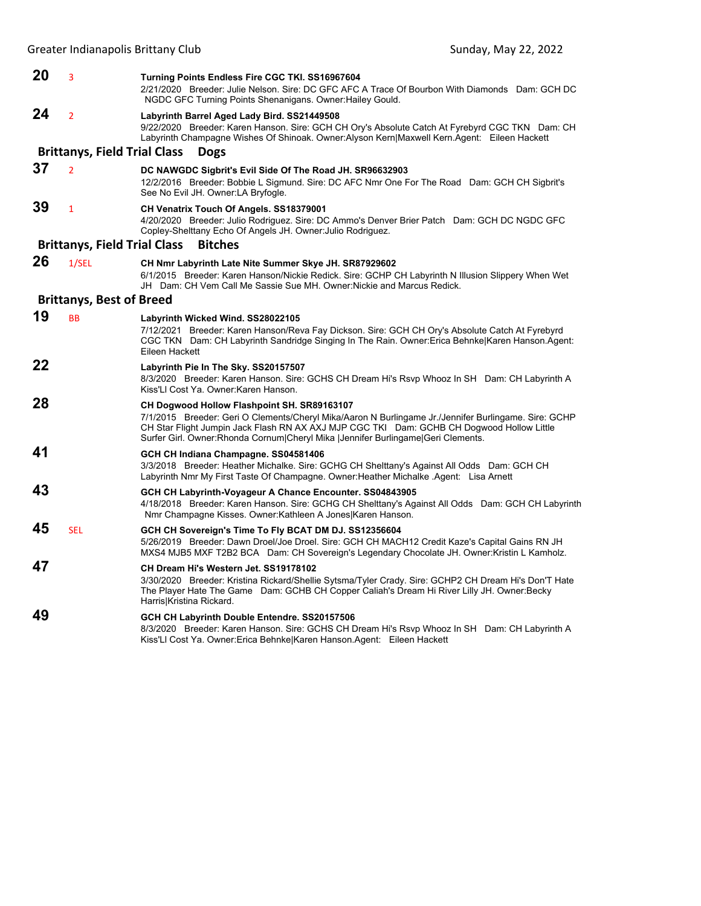**20** 3 **Turning Points Endless Fire CGC TKI. SS16967604**
2/21/2020 Breeder: Julie Nelson. Sire: DC GFC AFC A Trace Of Bourbon With Diamonds Dam: GCH DC NGDC GFC Turning Points Shenanigans. Owner:Hailey Gould.

**24** 2 **Labyrinth Barrel Aged Lady Bird. SS21449508**
9/22/2020 Breeder: Karen Hanson. Sire: GCH CH Ory's Absolute Catch At Fyrebyrd CGC TKN Dam: CH Labyrinth Champagne Wishes Of Shinoak. Owner:Alyson Kern|Maxwell Kern.Agent: Eileen Hackett

### Brittanys, Field Trial Class Dogs

**37** 2 **DC NAWGDC Sigbrit's Evil Side Of The Road JH. SR96632903**
12/2/2016 Breeder: Bobbie L Sigmund. Sire: DC AFC Nmr One For The Road Dam: GCH CH Sigbrit's See No Evil JH. Owner:LA Bryfogle.

**39** 1 **CH Venatrix Touch Of Angels. SS18379001**
4/20/2020 Breeder: Julio Rodriguez. Sire: DC Ammo's Denver Brier Patch Dam: GCH DC NGDC GFC Copley-Shelttany Echo Of Angels JH. Owner:Julio Rodriguez.

### Brittanys, Field Trial Class Bitches

**26** 1/SEL **CH Nmr Labyrinth Late Nite Summer Skye JH. SR87929602**
6/1/2015 Breeder: Karen Hanson/Nickie Redick. Sire: GCHP CH Labyrinth N Illusion Slippery When Wet JH Dam: CH Vem Call Me Sassie Sue MH. Owner:Nickie and Marcus Redick.

### Brittanys, Best of Breed

**19** BB **Labyrinth Wicked Wind. SS28022105**
7/12/2021 Breeder: Karen Hanson/Reva Fay Dickson. Sire: GCH CH Ory's Absolute Catch At Fyrebyrd CGC TKN Dam: CH Labyrinth Sandridge Singing In The Rain. Owner:Erica Behnke|Karen Hanson.Agent: Eileen Hackett

**22** **Labyrinth Pie In The Sky. SS20157507**
8/3/2020 Breeder: Karen Hanson. Sire: GCHS CH Dream Hi's Rsvp Whooz In SH Dam: CH Labyrinth A Kiss'Ll Cost Ya. Owner:Karen Hanson.

**28** **CH Dogwood Hollow Flashpoint SH. SR89163107**
7/1/2015 Breeder: Geri O Clements/Cheryl Mika/Aaron N Burlingame Jr./Jennifer Burlingame. Sire: GCHP CH Star Flight Jumpin Jack Flash RN AX AXJ MJP CGC TKI Dam: GCHB CH Dogwood Hollow Little Surfer Girl. Owner:Rhonda Cornum|Cheryl Mika |Jennifer Burlingame|Geri Clements.

**41** **GCH CH Indiana Champagne. SS04581406**
3/3/2018 Breeder: Heather Michalke. Sire: GCHG CH Shelttany's Against All Odds Dam: GCH CH Labyrinth Nmr My First Taste Of Champagne. Owner:Heather Michalke .Agent: Lisa Arnett

**43** **GCH CH Labyrinth-Voyageur A Chance Encounter. SS04843905**
4/18/2018 Breeder: Karen Hanson. Sire: GCHG CH Shelttany's Against All Odds Dam: GCH CH Labyrinth Nmr Champagne Kisses. Owner:Kathleen A Jones|Karen Hanson.

**45** SEL **GCH CH Sovereign's Time To Fly BCAT DM DJ. SS12356604**
5/26/2019 Breeder: Dawn Droel/Joe Droel. Sire: GCH CH MACH12 Credit Kaze's Capital Gains RN JH MXS4 MJB5 MXF T2B2 BCA Dam: CH Sovereign's Legendary Chocolate JH. Owner:Kristin L Kamholz.

**47** **CH Dream Hi's Western Jet. SS19178102**
3/30/2020 Breeder: Kristina Rickard/Shellie Sytsma/Tyler Crady. Sire: GCHP2 CH Dream Hi's Don'T Hate The Player Hate The Game Dam: GCHB CH Copper Caliah's Dream Hi River Lilly JH. Owner:Becky Harris|Kristina Rickard.

**49** **GCH CH Labyrinth Double Entendre. SS20157506**
8/3/2020 Breeder: Karen Hanson. Sire: GCHS CH Dream Hi's Rsvp Whooz In SH Dam: CH Labyrinth A Kiss'Ll Cost Ya. Owner:Erica Behnke|Karen Hanson.Agent: Eileen Hackett